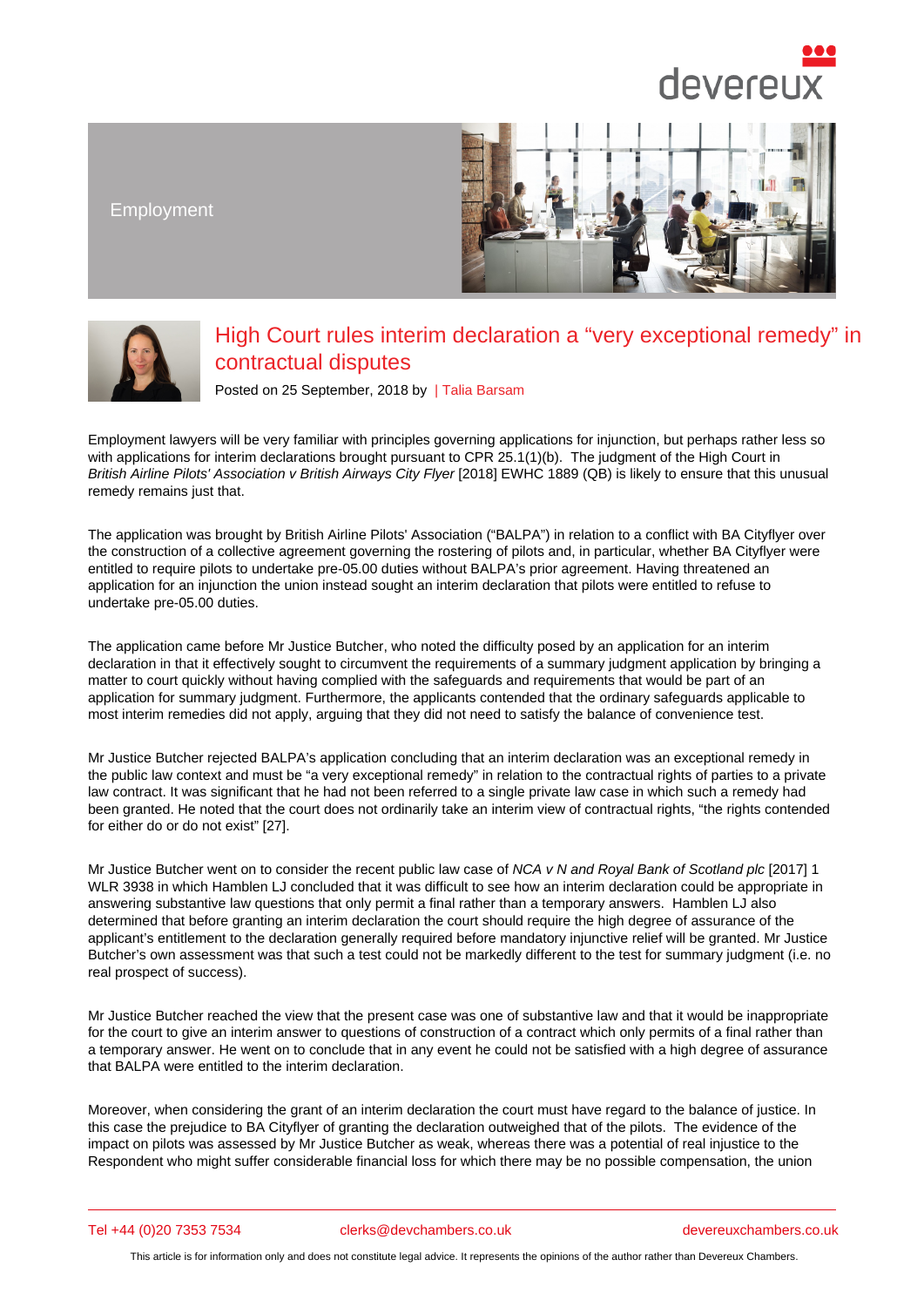Employment

# High Court rules interim declaration a “very exceptional remedy” in contractual disputes

Posted on 25 September, 2018 by | Talia Barsam

Employment lawyers will be very familiar with principles governing applications for injunction, but perhaps rather less so with applications for interim declarations brought pursuant to CPR 25.1(1)(b). The judgment of the High Court in *British Airline Pilots' Association v British Airways City Flyer* [2018] EWHC 1889 (QB) is likely to ensure that this unusual remedy remains just that.

The application was brought by British Airline Pilots' Association (“BALPA”) in relation to a conflict with BA Cityflyer over the construction of a collective agreement governing the rostering of pilots and, in particular, whether BA Cityflyer were entitled to require pilots to undertake pre-05.00 duties without BALPA’s prior agreement. Having threatened an application for an injunction the union instead sought an interim declaration that pilots were entitled to refuse to undertake pre-05.00 duties.

The application came before Mr Justice Butcher, who noted the difficulty posed by an application for an interim declaration in that it effectively sought to circumvent the requirements of a summary judgment application by bringing a matter to court quickly without having complied with the safeguards and requirements that would be part of an application for summary judgment. Furthermore, the applicants contended that the ordinary safeguards applicable to most interim remedies did not apply, arguing that they did not need to satisfy the balance of convenience test.

Mr Justice Butcher rejected BALPA’s application concluding that an interim declaration was an exceptional remedy in the public law context and must be “a very exceptional remedy” in relation to the contractual rights of parties to a private law contract. It was significant that he had not been referred to a single private law case in which such a remedy had been granted. He noted that the court does not ordinarily take an interim view of contractual rights, “the rights contended for either do or do not exist” [27].

Mr Justice Butcher went on to consider the recent public law case of *NCA v N and Royal Bank of Scotland plc* [2017] 1 WLR 3938 in which Hamblen LJ concluded that it was difficult to see how an interim declaration could be appropriate in answering substantive law questions that only permit a final rather than a temporary answers. Hamblen LJ also determined that before granting an interim declaration the court should require the high degree of assurance of the applicant’s entitlement to the declaration generally required before mandatory injunctive relief will be granted. Mr Justice Butcher’s own assessment was that such a test could not be markedly different to the test for summary judgment (i.e. no real prospect of success).

Mr Justice Butcher reached the view that the present case was one of substantive law and that it would be inappropriate for the court to give an interim answer to questions of construction of a contract which only permits of a final rather than a temporary answer. He went on to conclude that in any event he could not be satisfied with a high degree of assurance that BALPA were entitled to the interim declaration.

Moreover, when considering the grant of an interim declaration the court must have regard to the balance of justice. In this case the prejudice to BA Cityflyer of granting the declaration outweighed that of the pilots. The evidence of the impact on pilots was assessed by Mr Justice Butcher as weak, whereas there was a potential of real injustice to the Respondent who might suffer considerable financial loss for which there may be no possible compensation, the union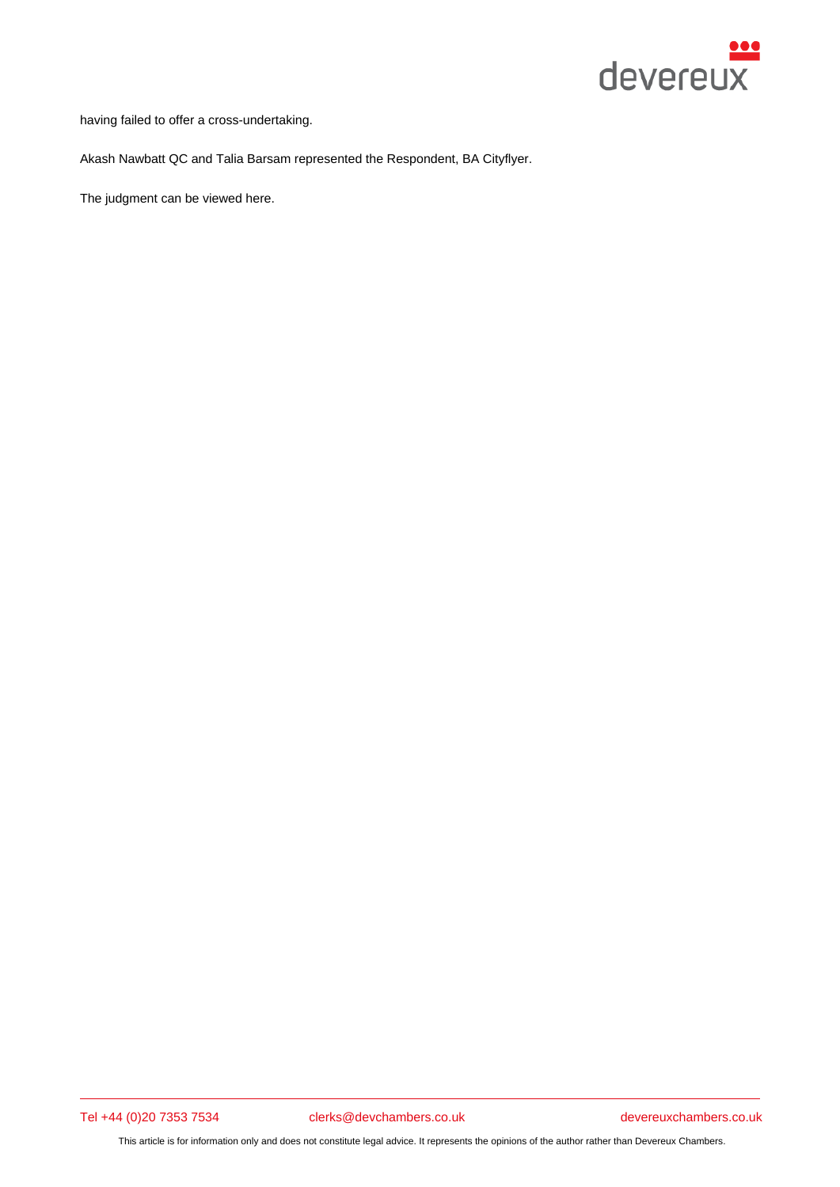having failed to offer a cross-undertaking.

Akash Nawbatt QC and Talia Barsam represented the Respondent, BA Cityflyer.

The judgment can be viewed here.